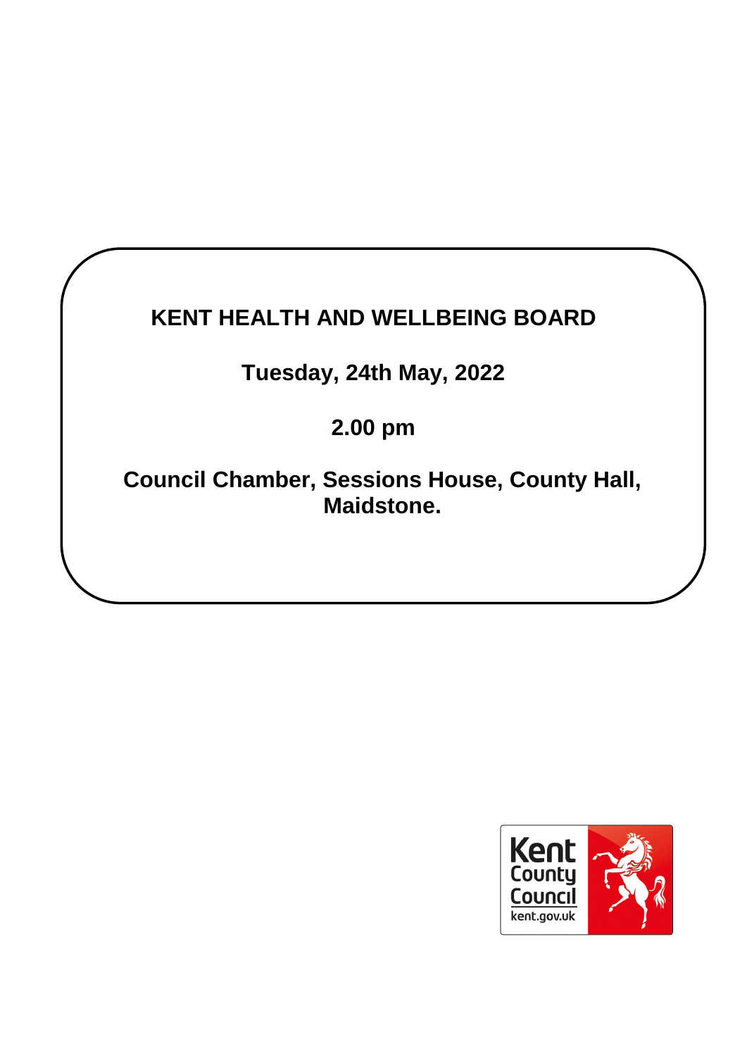# KENT HEALTH AND WELLBEING BOARD

**Tuesday, 24th May, 2022**

**2.00 pm**

**Council Chamber, Sessions House, County Hall, Maidstone.**

Kent County Council
kent.gov.uk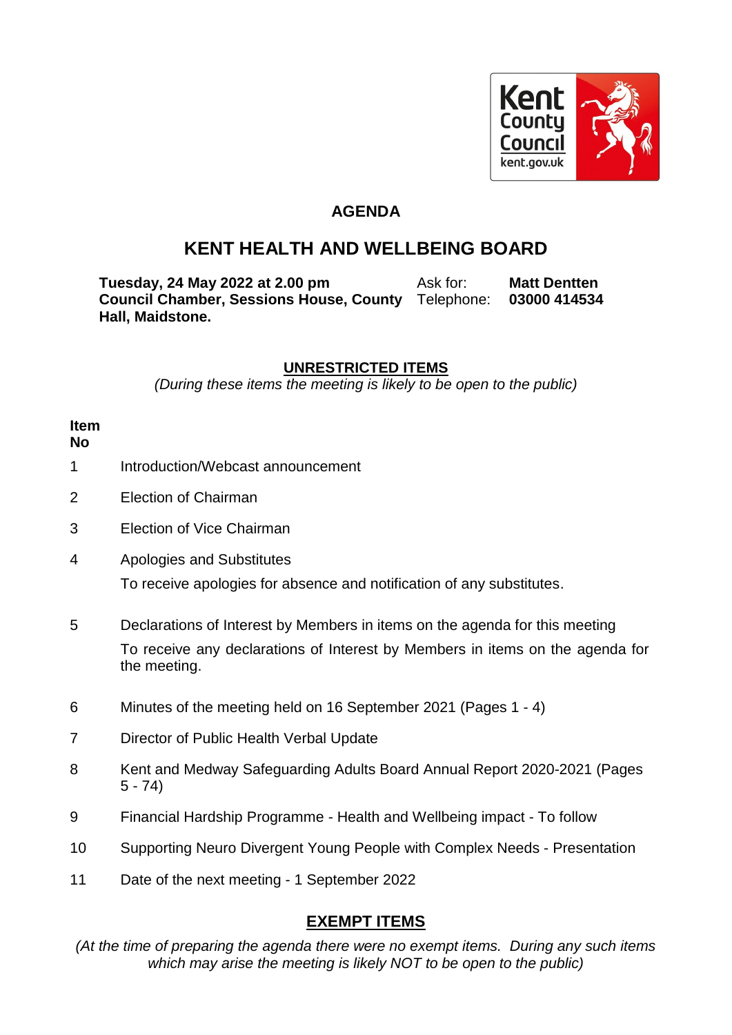Kent County Council
kent.gov.uk

# AGENDA

## KENT HEALTH AND WELLBEING BOARD

**Tuesday, 24 May 2022 at 2.00 pm**
**Council Chamber, Sessions House, County Hall, Maidstone.**

Ask for: **Matt Dentten**
Telephone: **03000 414534**

### UNRESTRICTED ITEMS

*(During these items the meeting is likely to be open to the public)*

| Item No | |
|---|---|
| 1 | Introduction/Webcast announcement |
| 2 | Election of Chairman |
| 3 | Election of Vice Chairman |
| 4 | Apologies and Substitutes<br>To receive apologies for absence and notification of any substitutes. |
| 5 | Declarations of Interest by Members in items on the agenda for this meeting<br>To receive any declarations of Interest by Members in items on the agenda for the meeting. |
| 6 | Minutes of the meeting held on 16 September 2021 (Pages 1 - 4) |
| 7 | Director of Public Health Verbal Update |
| 8 | Kent and Medway Safeguarding Adults Board Annual Report 2020-2021 (Pages 5 - 74) |
| 9 | Financial Hardship Programme - Health and Wellbeing impact - To follow |
| 10 | Supporting Neuro Divergent Young People with Complex Needs - Presentation |
| 11 | Date of the next meeting - 1 September 2022 |

### EXEMPT ITEMS

*(At the time of preparing the agenda there were no exempt items. During any such items which may arise the meeting is likely NOT to be open to the public)*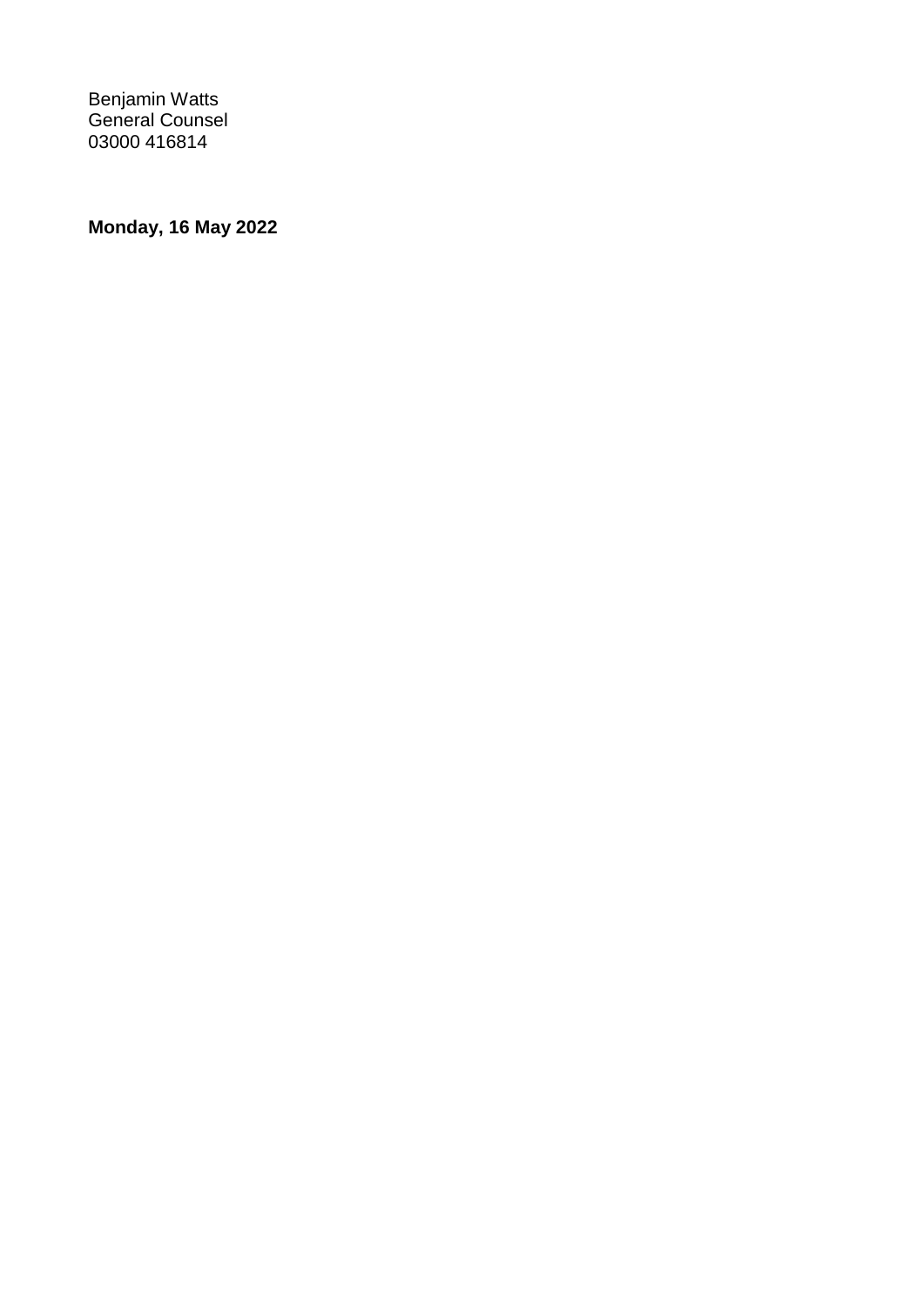Benjamin Watts
General Counsel
03000 416814

**Monday, 16 May 2022**